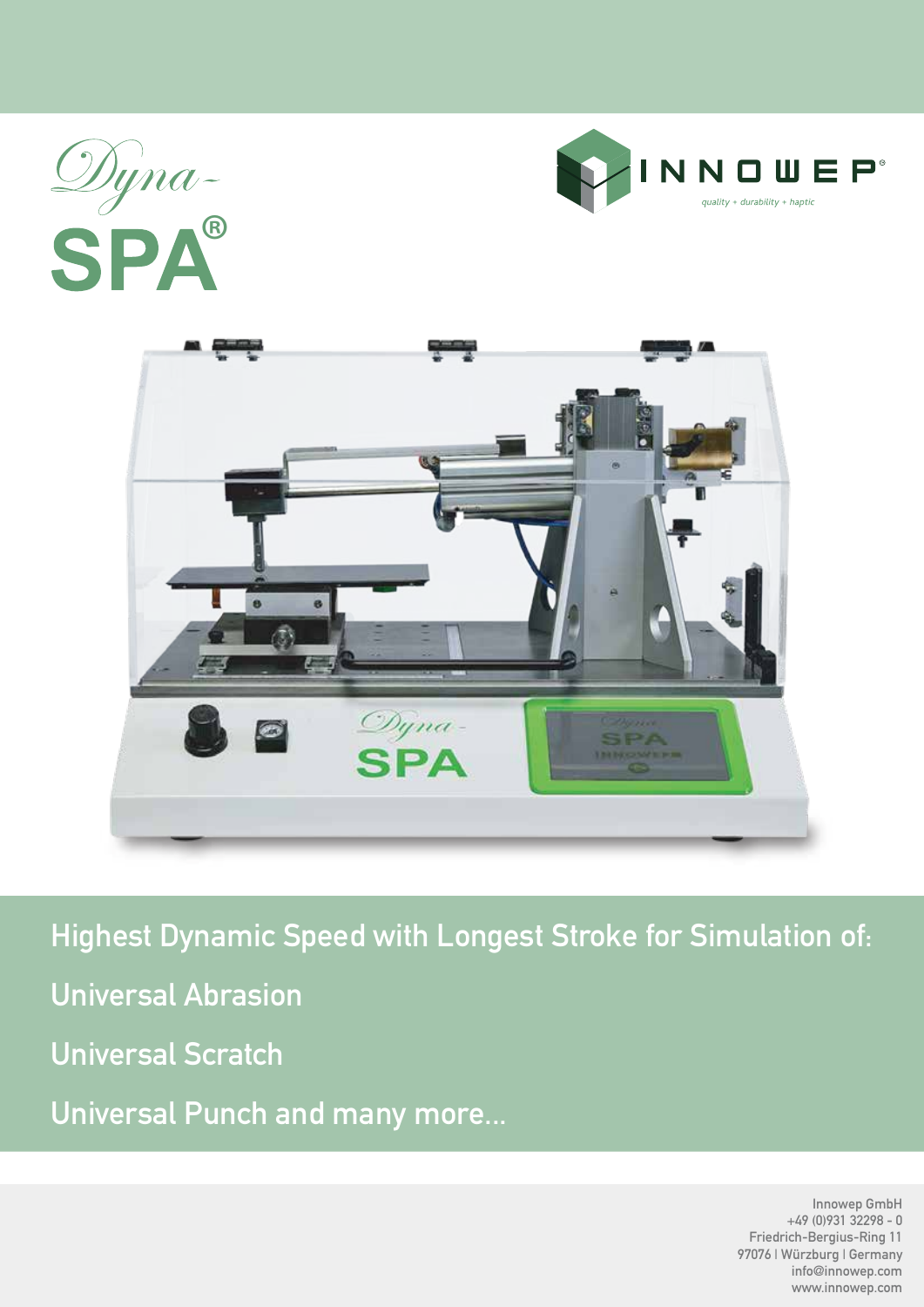# Dyna-SPA®

INNOWEP®

quality + durability + haptic

Highest Dynamic Speed with Longest Stroke for Simulation of:

Universal Abrasion

Universal Scratch

Universal Punch and many more...

Innowep GmbH
+49 (0)931 32298 - 0
Friedrich-Bergius-Ring 11
97076 | Würzburg | Germany
info@innowep.com
www.innowep.com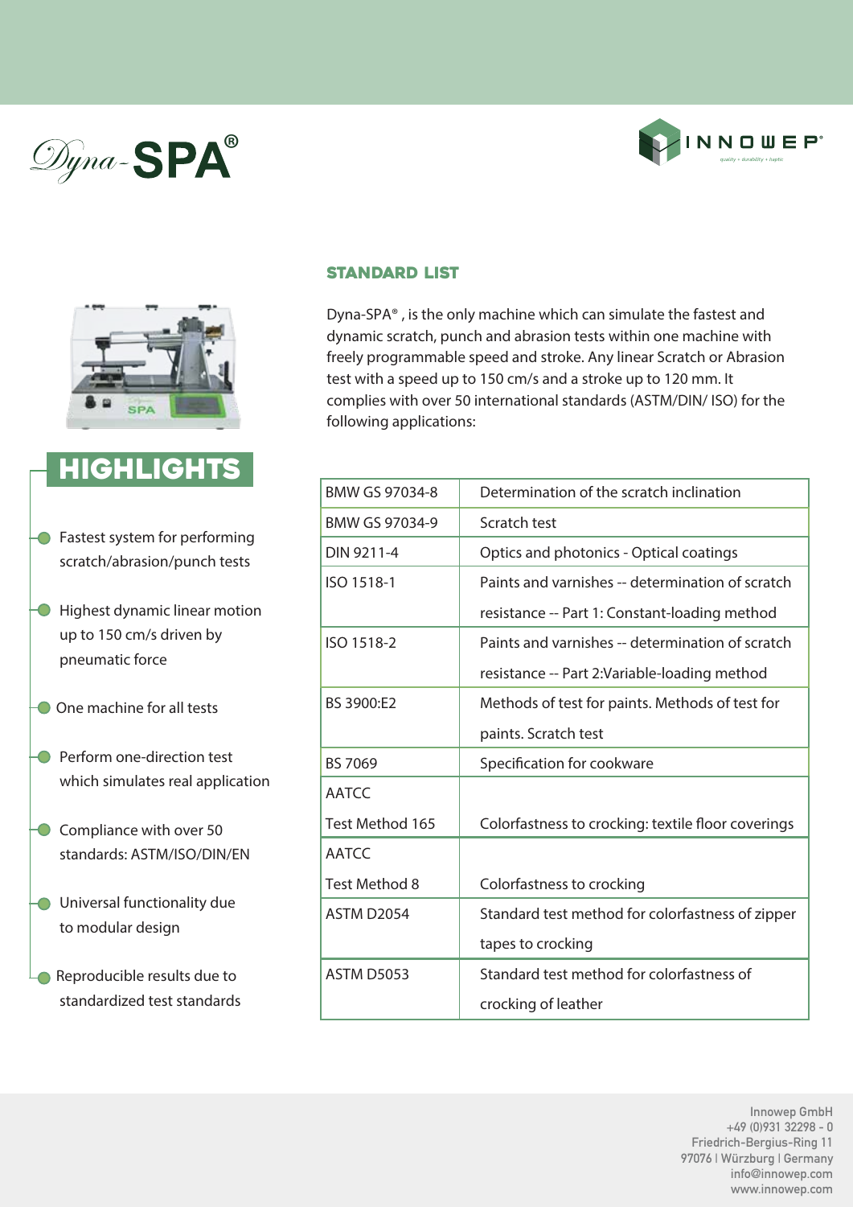Dyna-**SPA**®

INNOWEP®

quality + durability + haptic

## HIGHLIGHTS

- Fastest system for performing scratch/abrasion/punch tests
- Highest dynamic linear motion up to 150 cm/s driven by pneumatic force
- One machine for all tests
- Perform one-direction test which simulates real application
- Compliance with over 50 standards: ASTM/ISO/DIN/EN
- Universal functionality due to modular design
- Reproducible results due to standardized test standards

## STANDARD LIST

Dyna-SPA® , is the only machine which can simulate the fastest and dynamic scratch, punch and abrasion tests within one machine with freely programmable speed and stroke. Any linear Scratch or Abrasion test with a speed up to 150 cm/s and a stroke up to 120 mm. It complies with over 50 international standards (ASTM/DIN/ ISO) for the following applications:

| Standard | Description |
|---|---|
| BMW GS 97034-8 | Determination of the scratch inclination |
| BMW GS 97034-9 | Scratch test |
| DIN 9211-4 | Optics and photonics - Optical coatings |
| ISO 1518-1 | Paints and varnishes -- determination of scratch resistance -- Part 1: Constant-loading method |
| ISO 1518-2 | Paints and varnishes -- determination of scratch resistance -- Part 2:Variable-loading method |
| BS 3900:E2 | Methods of test for paints. Methods of test for paints. Scratch test |
| BS 7069 | Specification for cookware |
| AATCC Test Method 165 | Colorfastness to crocking: textile floor coverings |
| AATCC Test Method 8 | Colorfastness to crocking |
| ASTM D2054 | Standard test method for colorfastness of zipper tapes to crocking |
| ASTM D5053 | Standard test method for colorfastness of crocking of leather |

Innowep GmbH
+49 (0)931 32298 - 0
Friedrich-Bergius-Ring 11
97076 | Würzburg | Germany
info@innowep.com
www.innowep.com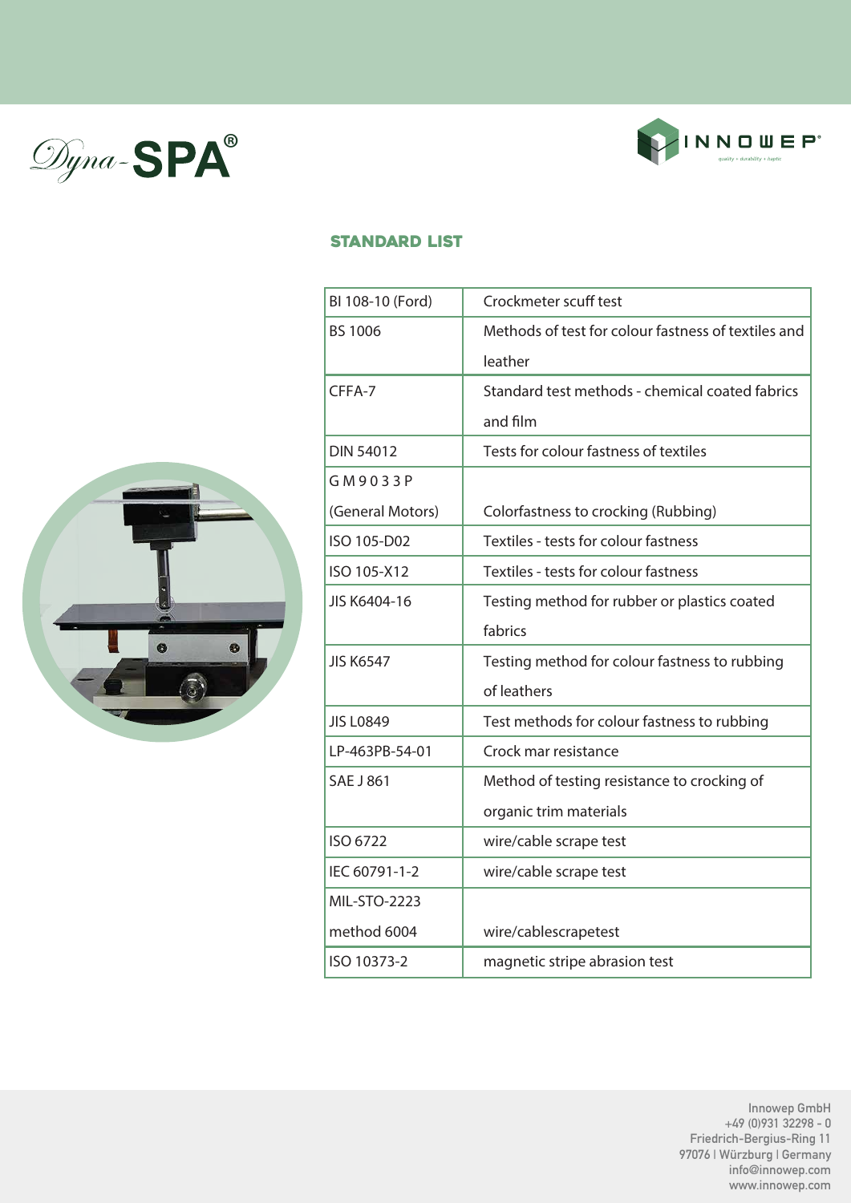Dyna-SPA®

INNOWEP®

## STANDARD LIST

| Standard | Description |
|---|---|
| BI 108-10 (Ford) | Crockmeter scuff test |
| BS 1006 | Methods of test for colour fastness of textiles and leather |
| CFFA-7 | Standard test methods - chemical coated fabrics and film |
| DIN 54012 | Tests for colour fastness of textiles |
| G M 9 0 3 3 P (General Motors) | Colorfastness to crocking (Rubbing) |
| ISO 105-D02 | Textiles - tests for colour fastness |
| ISO 105-X12 | Textiles - tests for colour fastness |
| JIS K6404-16 | Testing method for rubber or plastics coated fabrics |
| JIS K6547 | Testing method for colour fastness to rubbing of leathers |
| JIS L0849 | Test methods for colour fastness to rubbing |
| LP-463PB-54-01 | Crock mar resistance |
| SAE J 861 | Method of testing resistance to crocking of organic trim materials |
| ISO 6722 | wire/cable scrape test |
| IEC 60791-1-2 | wire/cable scrape test |
| MIL-STO-2223 method 6004 | wire/cablescrapetest |
| ISO 10373-2 | magnetic stripe abrasion test |

Innowep GmbH
+49 (0)931 32298 - 0
Friedrich-Bergius-Ring 11
97076 | Würzburg | Germany
info@innowep.com
www.innowep.com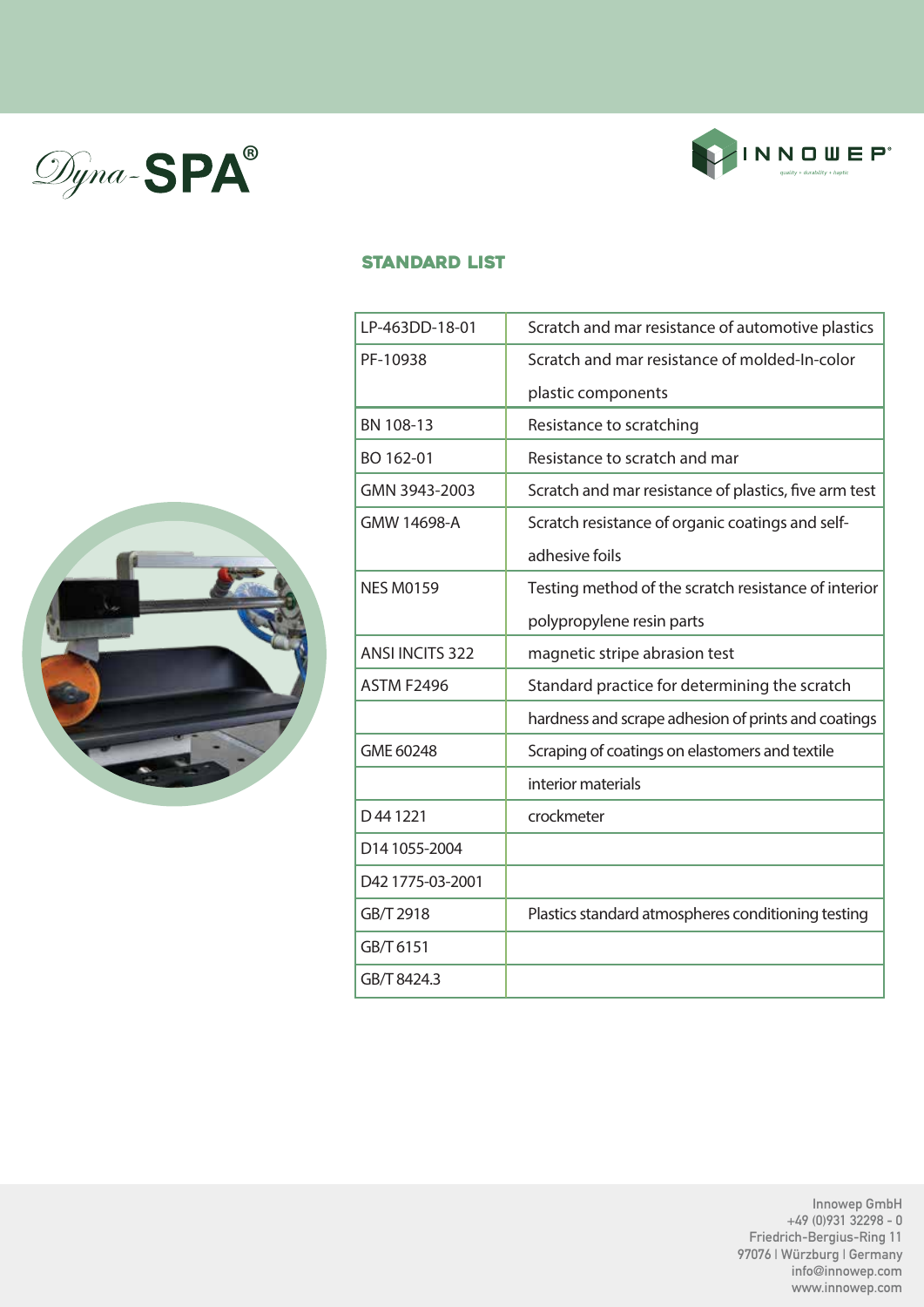Dyna-SPA®

INNOWEP®

quality + durability + haptic

## STANDARD LIST

| | |
|---|---|
| LP-463DD-18-01 | Scratch and mar resistance of automotive plastics |
| PF-10938 | Scratch and mar resistance of molded-In-color plastic components |
| BN 108-13 | Resistance to scratching |
| BO 162-01 | Resistance to scratch and mar |
| GMN 3943-2003 | Scratch and mar resistance of plastics, five arm test |
| GMW 14698-A | Scratch resistance of organic coatings and self-adhesive foils |
| NES M0159 | Testing method of the scratch resistance of interior polypropylene resin parts |
| ANSI INCITS 322 | magnetic stripe abrasion test |
| ASTM F2496 | Standard practice for determining the scratch hardness and scrape adhesion of prints and coatings |
| GME 60248 | Scraping of coatings on elastomers and textile interior materials |
| D 44 1221 | crockmeter |
| D14 1055-2004 | |
| D42 1775-03-2001 | |
| GB/T 2918 | Plastics standard atmospheres conditioning testing |
| GB/T 6151 | |
| GB/T 8424.3 | |

Innowep GmbH
+49 (0)931 32298 - 0
Friedrich-Bergius-Ring 11
97076 | Würzburg | Germany
info@innowep.com
www.innowep.com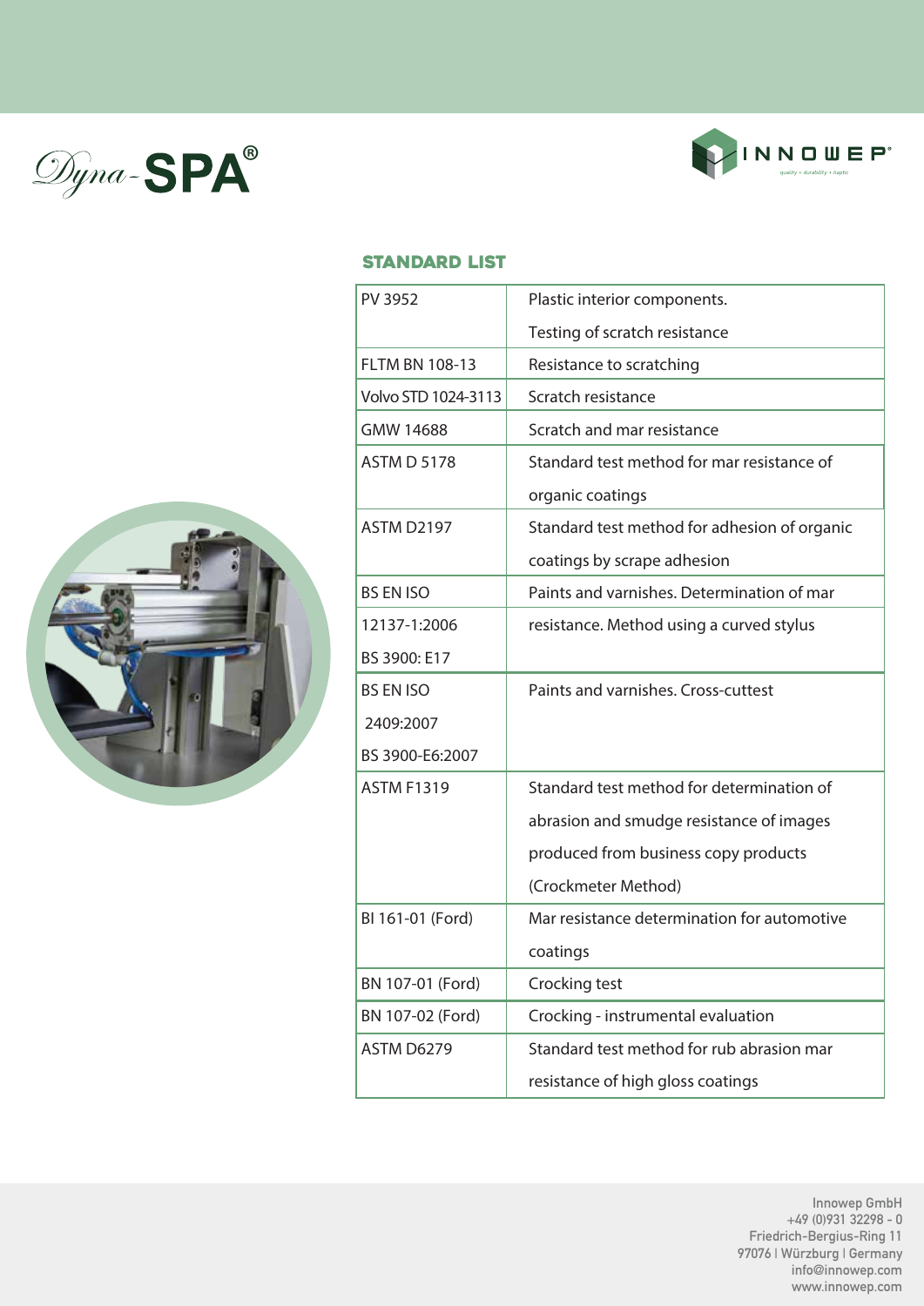Dyna-SPA®

INNOWEP®

quality + durability + haptic

## STANDARD LIST

| | |
|---|---|
| PV 3952 | Plastic interior components. Testing of scratch resistance |
| FLTM BN 108-13 | Resistance to scratching |
| Volvo STD 1024-3113 | Scratch resistance |
| GMW 14688 | Scratch and mar resistance |
| ASTM D 5178 | Standard test method for mar resistance of organic coatings |
| ASTM D2197 | Standard test method for adhesion of organic coatings by scrape adhesion |
| BS EN ISO 12137-1:2006 BS 3900: E17 | Paints and varnishes. Determination of mar resistance. Method using a curved stylus |
| BS EN ISO 2409:2007 BS 3900-E6:2007 | Paints and varnishes. Cross-cuttest |
| ASTM F1319 | Standard test method for determination of abrasion and smudge resistance of images produced from business copy products (Crockmeter Method) |
| BI 161-01 (Ford) | Mar resistance determination for automotive coatings |
| BN 107-01 (Ford) | Crocking test |
| BN 107-02 (Ford) | Crocking - instrumental evaluation |
| ASTM D6279 | Standard test method for rub abrasion mar resistance of high gloss coatings |

Innowep GmbH
+49 (0)931 32298 - 0
Friedrich-Bergius-Ring 11
97076 | Würzburg | Germany
info@innowep.com
www.innowep.com